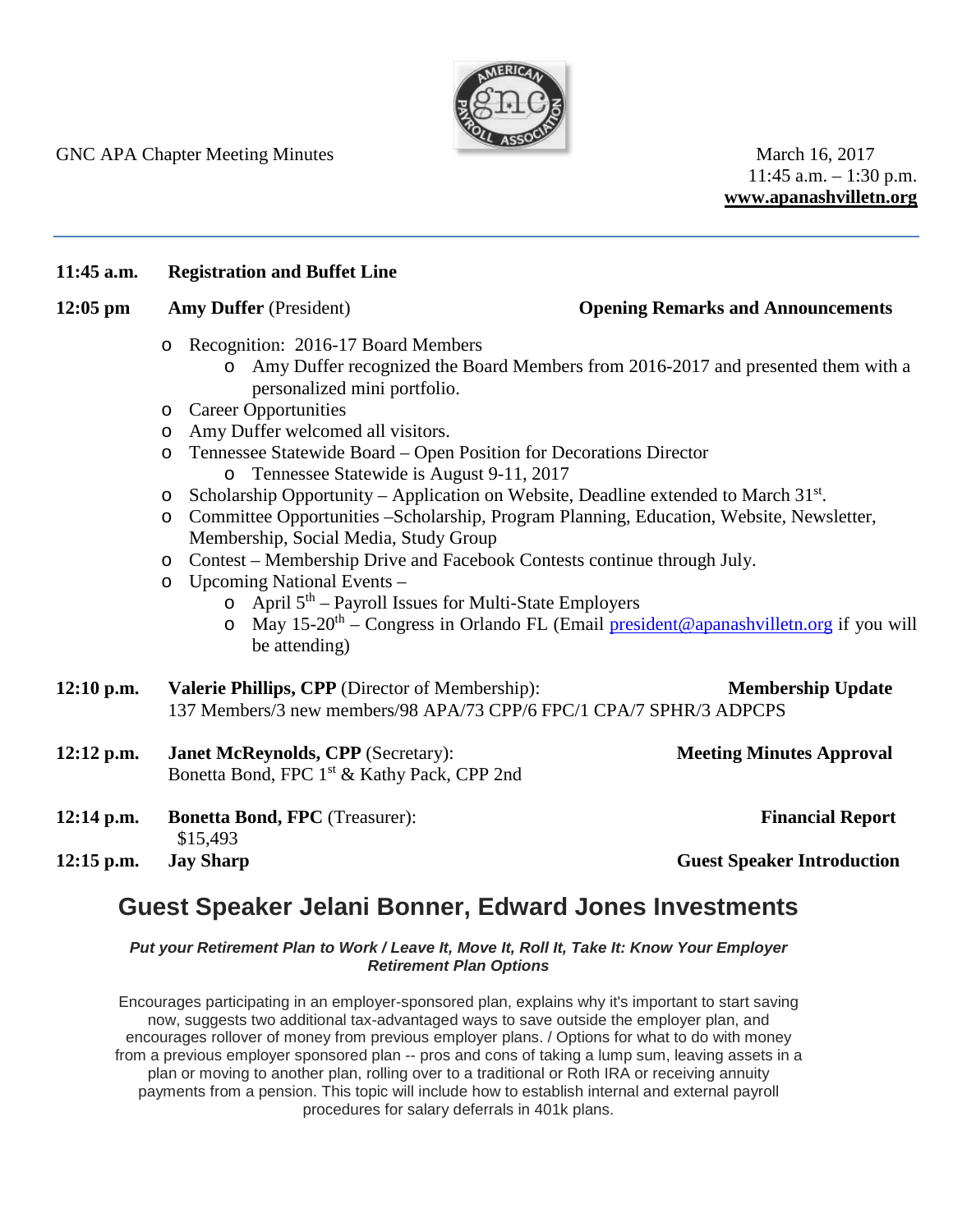GNC APA Chapter Meeting Minutes

March 16, 2017
11:45 a.m. – 1:30 p.m.
**www.apanashvilletn.org**

---

**11:45 a.m.** **Registration and Buffet Line**

**12:05 pm** **Amy Duffer** (President) — **Opening Remarks and Announcements**

- Recognition: 2016-17 Board Members
  - Amy Duffer recognized the Board Members from 2016-2017 and presented them with a personalized mini portfolio.
- Career Opportunities
- Amy Duffer welcomed all visitors.
- Tennessee Statewide Board – Open Position for Decorations Director
  - Tennessee Statewide is August 9-11, 2017
- Scholarship Opportunity – Application on Website, Deadline extended to March 31st.
- Committee Opportunities –Scholarship, Program Planning, Education, Website, Newsletter, Membership, Social Media, Study Group
- Contest – Membership Drive and Facebook Contests continue through July.
- Upcoming National Events –
  - April 5th – Payroll Issues for Multi-State Employers
  - May 15-20th – Congress in Orlando FL (Email president@apanashvilletn.org if you will be attending)

**12:10 p.m.** **Valerie Phillips, CPP** (Director of Membership): — **Membership Update**
137 Members/3 new members/98 APA/73 CPP/6 FPC/1 CPA/7 SPHR/3 ADPCPS

**12:12 p.m.** **Janet McReynolds, CPP** (Secretary): — **Meeting Minutes Approval**
Bonetta Bond, FPC 1st & Kathy Pack, CPP 2nd

**12:14 p.m.** **Bonetta Bond, FPC** (Treasurer): — **Financial Report**
$15,493

**12:15 p.m.** **Jay Sharp** — **Guest Speaker Introduction**

# Guest Speaker Jelani Bonner, Edward Jones Investments

***Put your Retirement Plan to Work / Leave It, Move It, Roll It, Take It: Know Your Employer Retirement Plan Options***

Encourages participating in an employer-sponsored plan, explains why it's important to start saving now, suggests two additional tax-advantaged ways to save outside the employer plan, and encourages rollover of money from previous employer plans. / Options for what to do with money from a previous employer sponsored plan -- pros and cons of taking a lump sum, leaving assets in a plan or moving to another plan, rolling over to a traditional or Roth IRA or receiving annuity payments from a pension. This topic will include how to establish internal and external payroll procedures for salary deferrals in 401k plans.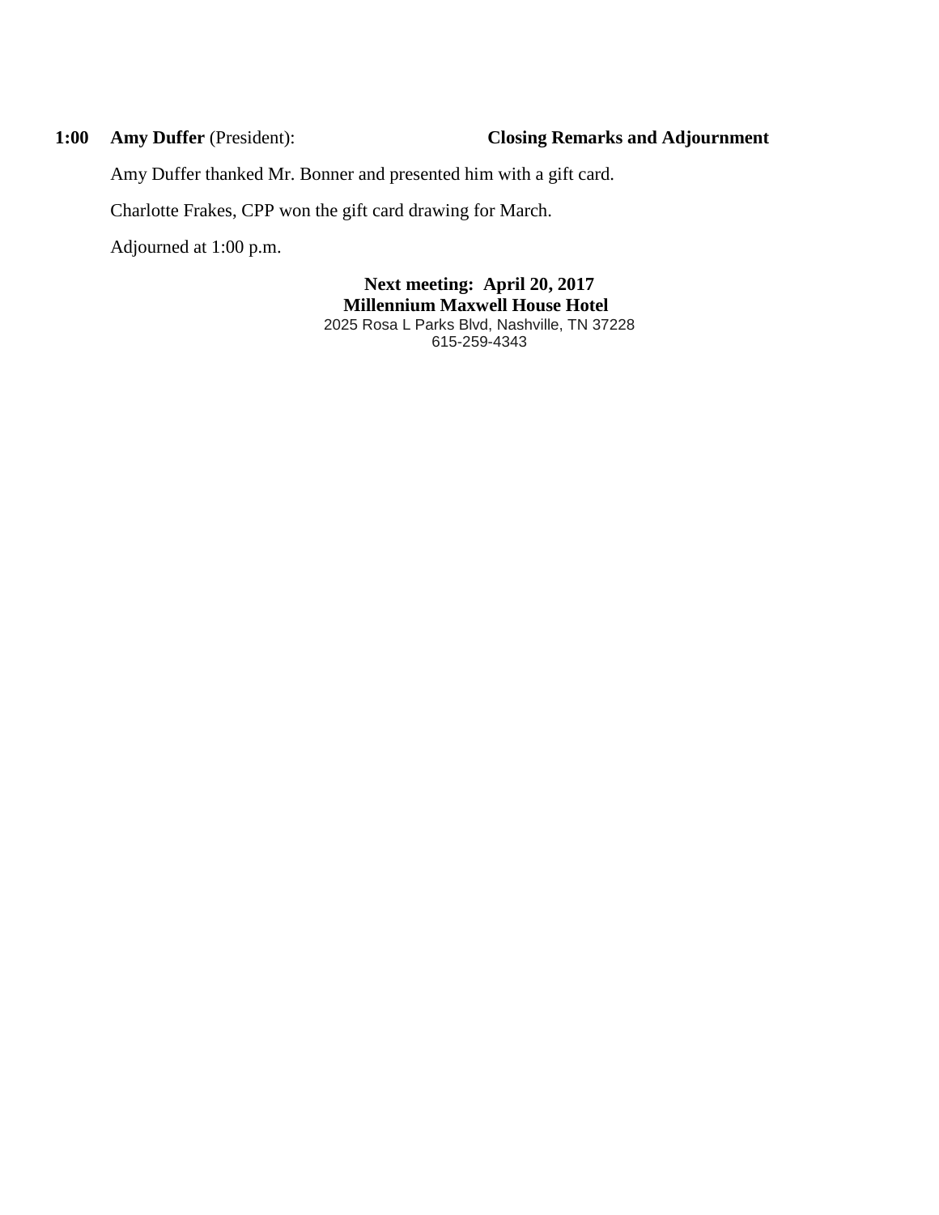**1:00** **Amy Duffer** (President): **Closing Remarks and Adjournment**

Amy Duffer thanked Mr. Bonner and presented him with a gift card.

Charlotte Frakes, CPP won the gift card drawing for March.

Adjourned at 1:00 p.m.

**Next meeting: April 20, 2017**
**Millennium Maxwell House Hotel**
2025 Rosa L Parks Blvd, Nashville, TN 37228
615-259-4343